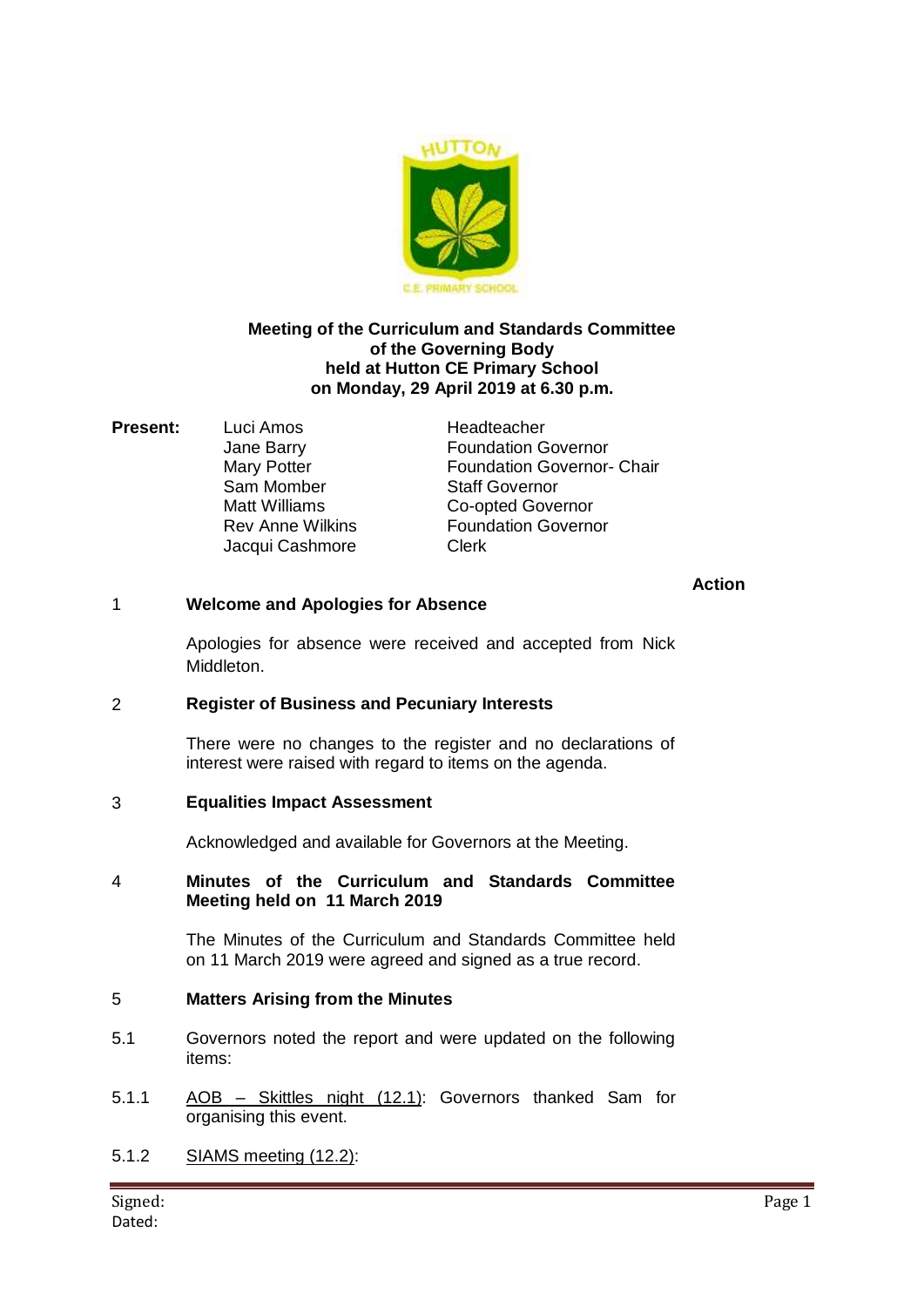**Meeting of the Curriculum and Standards Committee of the Governing Body held at Hutton CE Primary School on Monday, 29 April 2019 at 6.30 p.m.**

| **Present:** | | |
|---|---|---|
| | Luci Amos | Headteacher |
| | Jane Barry | Foundation Governor |
| | Mary Potter | Foundation Governor- Chair |
| | Sam Momber | Staff Governor |
| | Matt Williams | Co-opted Governor |
| | Rev Anne Wilkins | Foundation Governor |
| | Jacqui Cashmore | Clerk |

**Action**

1 **Welcome and Apologies for Absence**

Apologies for absence were received and accepted from Nick Middleton.

2 **Register of Business and Pecuniary Interests**

There were no changes to the register and no declarations of interest were raised with regard to items on the agenda.

3 **Equalities Impact Assessment**

Acknowledged and available for Governors at the Meeting.

4 **Minutes of the Curriculum and Standards Committee Meeting held on 11 March 2019**

The Minutes of the Curriculum and Standards Committee held on 11 March 2019 were agreed and signed as a true record.

5 **Matters Arising from the Minutes**

5.1 Governors noted the report and were updated on the following items:

5.1.1 AOB – Skittles night (12.1): Governors thanked Sam for organising this event.

5.1.2 SIAMS meeting (12.2):

Signed:
Dated: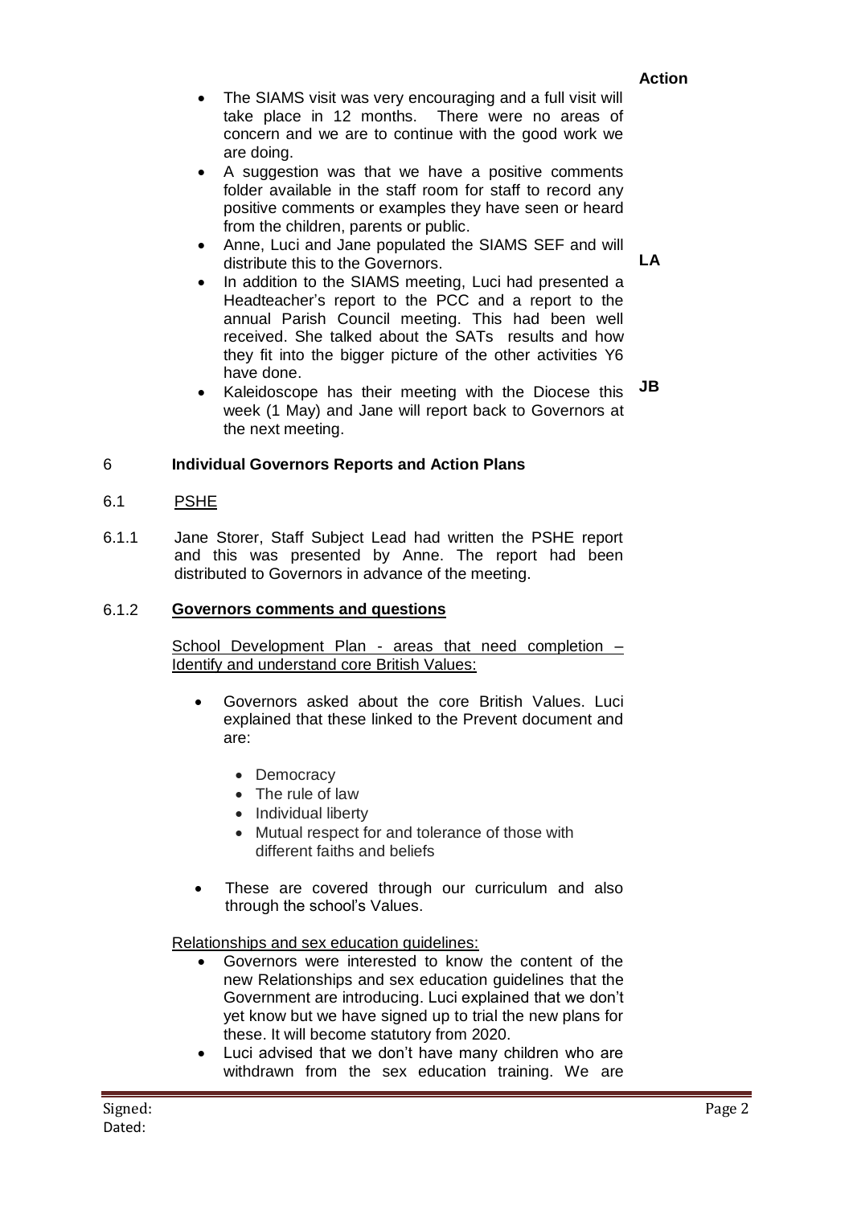**Action**

- The SIAMS visit was very encouraging and a full visit will take place in 12 months. There were no areas of concern and we are to continue with the good work we are doing.
- A suggestion was that we have a positive comments folder available in the staff room for staff to record any positive comments or examples they have seen or heard from the children, parents or public.
- Anne, Luci and Jane populated the SIAMS SEF and will distribute this to the Governors. **LA**
- In addition to the SIAMS meeting, Luci had presented a Headteacher's report to the PCC and a report to the annual Parish Council meeting. This had been well received. She talked about the SATs results and how they fit into the bigger picture of the other activities Y6 have done.
- Kaleidoscope has their meeting with the Diocese this week (1 May) and Jane will report back to Governors at the next meeting. **JB**

## 6 Individual Governors Reports and Action Plans

### 6.1 PSHE

6.1.1 Jane Storer, Staff Subject Lead had written the PSHE report and this was presented by Anne. The report had been distributed to Governors in advance of the meeting.

### 6.1.2 Governors comments and questions

School Development Plan - areas that need completion – Identify and understand core British Values:

- Governors asked about the core British Values. Luci explained that these linked to the Prevent document and are:
  - Democracy
  - The rule of law
  - Individual liberty
  - Mutual respect for and tolerance of those with different faiths and beliefs
- These are covered through our curriculum and also through the school's Values.

Relationships and sex education guidelines:

- Governors were interested to know the content of the new Relationships and sex education guidelines that the Government are introducing. Luci explained that we don't yet know but we have signed up to trial the new plans for these. It will become statutory from 2020.
- Luci advised that we don't have many children who are withdrawn from the sex education training. We are

Signed:
Dated: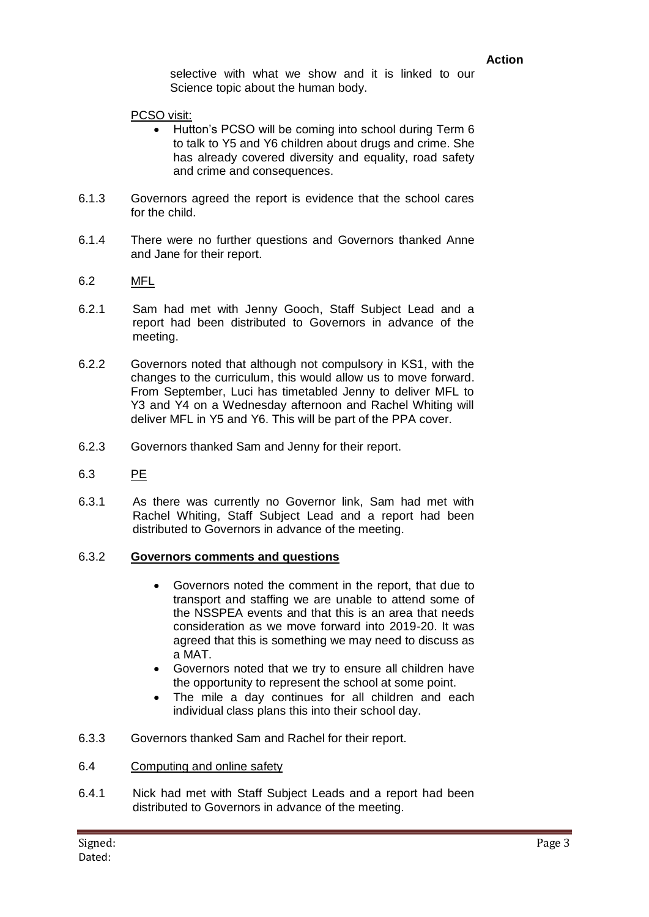**Action**

selective with what we show and it is linked to our Science topic about the human body.

PCSO visit:

- Hutton's PCSO will be coming into school during Term 6 to talk to Y5 and Y6 children about drugs and crime. She has already covered diversity and equality, road safety and crime and consequences.

6.1.3 Governors agreed the report is evidence that the school cares for the child.

6.1.4 There were no further questions and Governors thanked Anne and Jane for their report.

6.2 MFL

6.2.1 Sam had met with Jenny Gooch, Staff Subject Lead and a report had been distributed to Governors in advance of the meeting.

6.2.2 Governors noted that although not compulsory in KS1, with the changes to the curriculum, this would allow us to move forward. From September, Luci has timetabled Jenny to deliver MFL to Y3 and Y4 on a Wednesday afternoon and Rachel Whiting will deliver MFL in Y5 and Y6. This will be part of the PPA cover.

6.2.3 Governors thanked Sam and Jenny for their report.

6.3 PE

6.3.1 As there was currently no Governor link, Sam had met with Rachel Whiting, Staff Subject Lead and a report had been distributed to Governors in advance of the meeting.

6.3.2 **Governors comments and questions**

- Governors noted the comment in the report, that due to transport and staffing we are unable to attend some of the NSSPEA events and that this is an area that needs consideration as we move forward into 2019-20. It was agreed that this is something we may need to discuss as a MAT.
- Governors noted that we try to ensure all children have the opportunity to represent the school at some point.
- The mile a day continues for all children and each individual class plans this into their school day.

6.3.3 Governors thanked Sam and Rachel for their report.

6.4 Computing and online safety

6.4.1 Nick had met with Staff Subject Leads and a report had been distributed to Governors in advance of the meeting.

Signed:
Dated: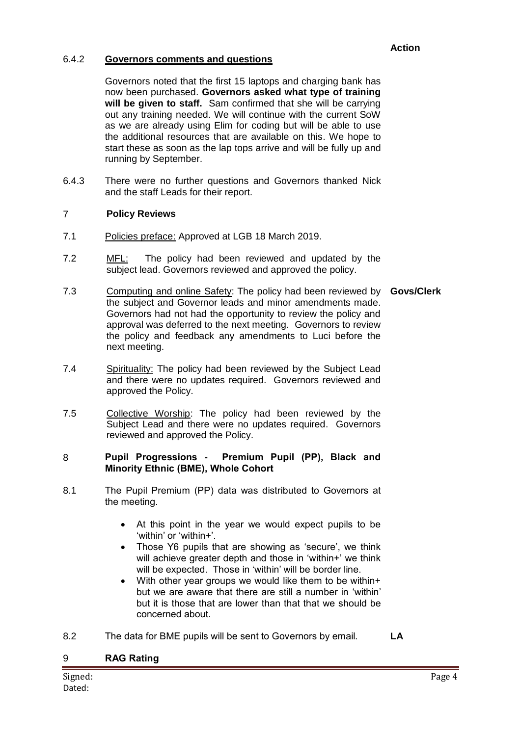**Action**

6.4.2 **Governors comments and questions**

Governors noted that the first 15 laptops and charging bank has now been purchased. **Governors asked what type of training will be given to staff.** Sam confirmed that she will be carrying out any training needed. We will continue with the current SoW as we are already using Elim for coding but will be able to use the additional resources that are available on this. We hope to start these as soon as the lap tops arrive and will be fully up and running by September.

6.4.3 There were no further questions and Governors thanked Nick and the staff Leads for their report.

## 7 Policy Reviews

7.1 Policies preface: Approved at LGB 18 March 2019.

7.2 MFL: The policy had been reviewed and updated by the subject lead. Governors reviewed and approved the policy.

7.3 Computing and online Safety: The policy had been reviewed by the subject and Governor leads and minor amendments made. Governors had not had the opportunity to review the policy and approval was deferred to the next meeting. Governors to review the policy and feedback any amendments to Luci before the next meeting. **Govs/Clerk**

7.4 Spirituality: The policy had been reviewed by the Subject Lead and there were no updates required. Governors reviewed and approved the Policy.

7.5 Collective Worship: The policy had been reviewed by the Subject Lead and there were no updates required. Governors reviewed and approved the Policy.

## 8 Pupil Progressions - Premium Pupil (PP), Black and Minority Ethnic (BME), Whole Cohort

8.1 The Pupil Premium (PP) data was distributed to Governors at the meeting.

- At this point in the year we would expect pupils to be 'within' or 'within+'.
- Those Y6 pupils that are showing as 'secure', we think will achieve greater depth and those in 'within+' we think will be expected. Those in 'within' will be border line.
- With other year groups we would like them to be within+ but we are aware that there are still a number in 'within' but it is those that are lower than that that we should be concerned about.

8.2 The data for BME pupils will be sent to Governors by email. **LA**

## 9 RAG Rating

Signed:
Dated: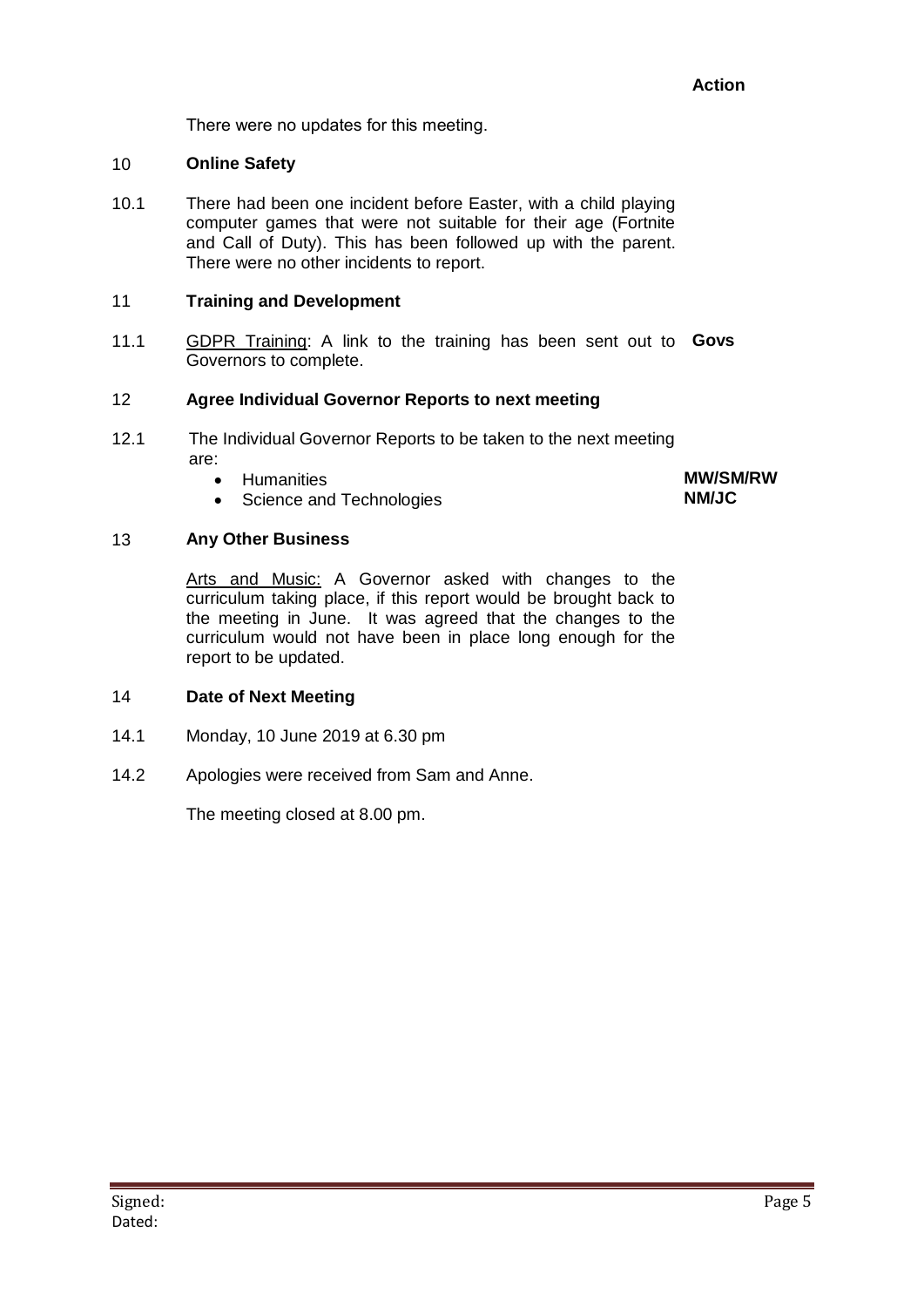**Action**

There were no updates for this meeting.

## 10 Online Safety

10.1 There had been one incident before Easter, with a child playing computer games that were not suitable for their age (Fortnite and Call of Duty). This has been followed up with the parent. There were no other incidents to report.

## 11 Training and Development

11.1 GDPR Training: A link to the training has been sent out to Governors to complete. **Govs**

## 12 Agree Individual Governor Reports to next meeting

12.1 The Individual Governor Reports to be taken to the next meeting are:

- Humanities **MW/SM/RW**
- Science and Technologies **NM/JC**

## 13 Any Other Business

Arts and Music: A Governor asked with changes to the curriculum taking place, if this report would be brought back to the meeting in June. It was agreed that the changes to the curriculum would not have been in place long enough for the report to be updated.

## 14 Date of Next Meeting

14.1 Monday, 10 June 2019 at 6.30 pm

14.2 Apologies were received from Sam and Anne.

The meeting closed at 8.00 pm.

Signed:
Dated: